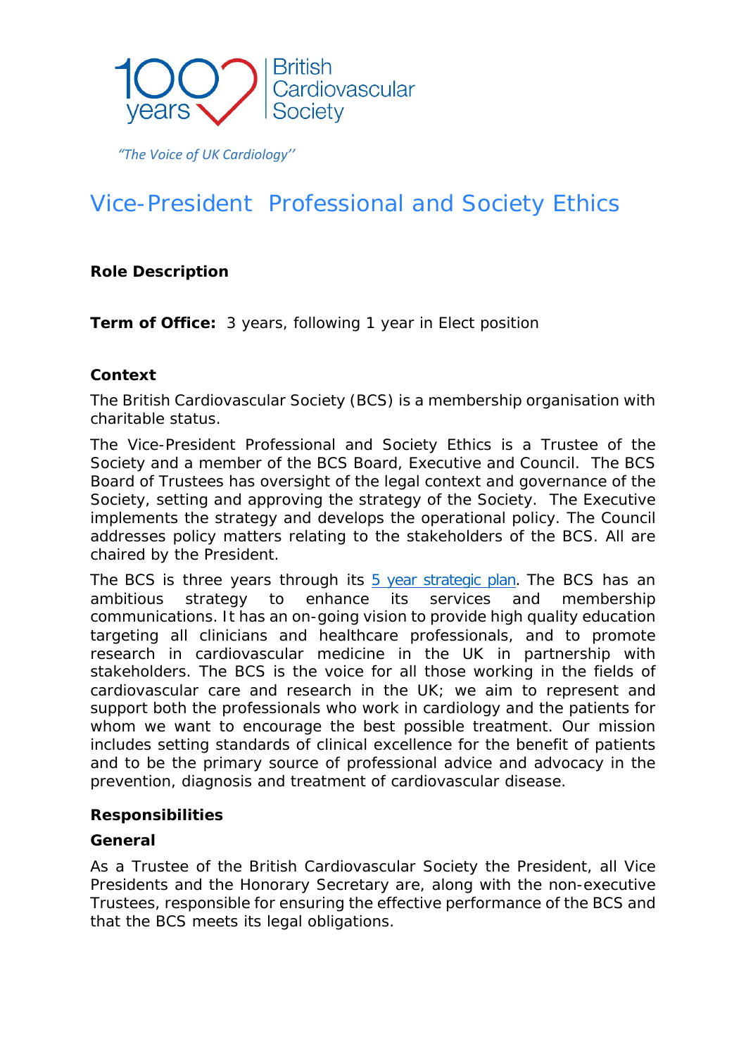100 years | British Cardiovascular Society

*"The Voice of UK Cardiology"*

# Vice-President Professional and Society Ethics

**Role Description**

**Term of Office:** 3 years, following 1 year in Elect position

**Context**

The British Cardiovascular Society (BCS) is a membership organisation with charitable status.

The Vice-President Professional and Society Ethics is a Trustee of the Society and a member of the BCS Board, Executive and Council. The BCS Board of Trustees has oversight of the legal context and governance of the Society, setting and approving the strategy of the Society. The Executive implements the strategy and develops the operational policy. The Council addresses policy matters relating to the stakeholders of the BCS. All are chaired by the President.

The BCS is three years through its 5 year strategic plan. The BCS has an ambitious strategy to enhance its services and membership communications. It has an on-going vision to provide high quality education targeting all clinicians and healthcare professionals, and to promote research in cardiovascular medicine in the UK in partnership with stakeholders. The BCS is the voice for all those working in the fields of cardiovascular care and research in the UK; we aim to represent and support both the professionals who work in cardiology and the patients for whom we want to encourage the best possible treatment. Our mission includes setting standards of clinical excellence for the benefit of patients and to be the primary source of professional advice and advocacy in the prevention, diagnosis and treatment of cardiovascular disease.

**Responsibilities**

**General**

As a Trustee of the British Cardiovascular Society the President, all Vice Presidents and the Honorary Secretary are, along with the non-executive Trustees, responsible for ensuring the effective performance of the BCS and that the BCS meets its legal obligations.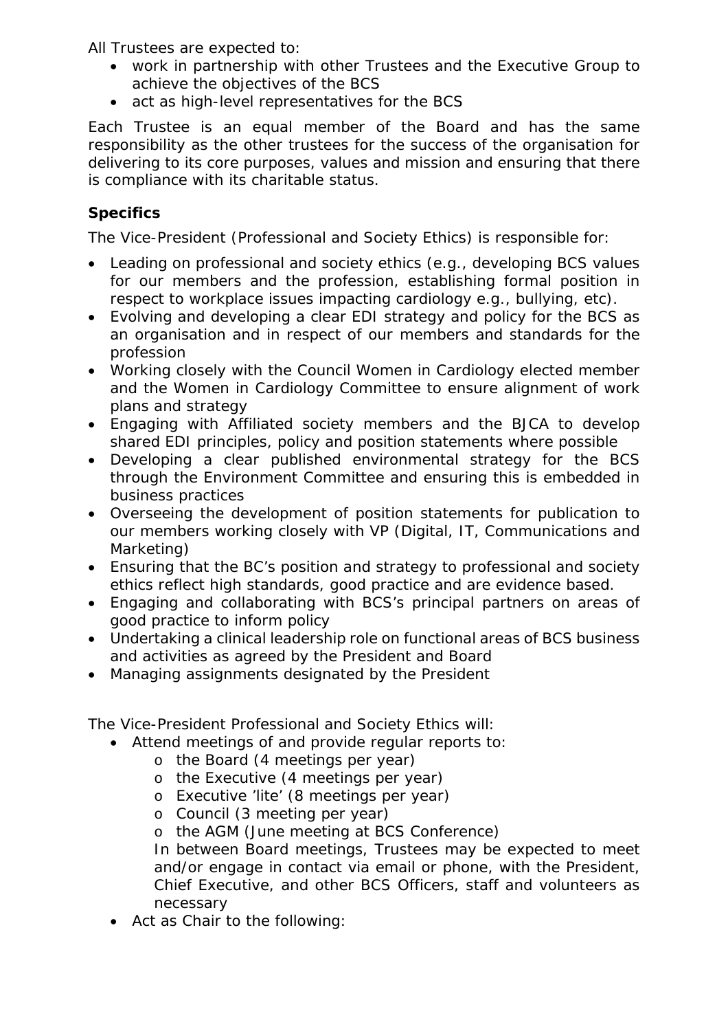All Trustees are expected to:

- work in partnership with other Trustees and the Executive Group to achieve the objectives of the BCS
- act as high-level representatives for the BCS

Each Trustee is an equal member of the Board and has the same responsibility as the other trustees for the success of the organisation for delivering to its core purposes, values and mission and ensuring that there is compliance with its charitable status.

**Specifics**

The Vice-President (Professional and Society Ethics) is responsible for:

- Leading on professional and society ethics (e.g., developing BCS values for our members and the profession, establishing formal position in respect to workplace issues impacting cardiology e.g., bullying, etc).
- Evolving and developing a clear EDI strategy and policy for the BCS as an organisation and in respect of our members and standards for the profession
- Working closely with the Council Women in Cardiology elected member and the Women in Cardiology Committee to ensure alignment of work plans and strategy
- Engaging with Affiliated society members and the BJCA to develop shared EDI principles, policy and position statements where possible
- Developing a clear published environmental strategy for the BCS through the Environment Committee and ensuring this is embedded in business practices
- Overseeing the development of position statements for publication to our members working closely with VP (Digital, IT, Communications and Marketing)
- Ensuring that the BC's position and strategy to professional and society ethics reflect high standards, good practice and are evidence based.
- Engaging and collaborating with BCS's principal partners on areas of good practice to inform policy
- Undertaking a clinical leadership role on functional areas of BCS business and activities as agreed by the President and Board
- Managing assignments designated by the President

The Vice-President Professional and Society Ethics will:

- Attend meetings of and provide regular reports to:
  - the Board (4 meetings per year)
  - the Executive (4 meetings per year)
  - Executive 'lite' (8 meetings per year)
  - Council (3 meeting per year)
  - the AGM (June meeting at BCS Conference)

  In between Board meetings, Trustees may be expected to meet and/or engage in contact via email or phone, with the President, Chief Executive, and other BCS Officers, staff and volunteers as necessary
- Act as Chair to the following: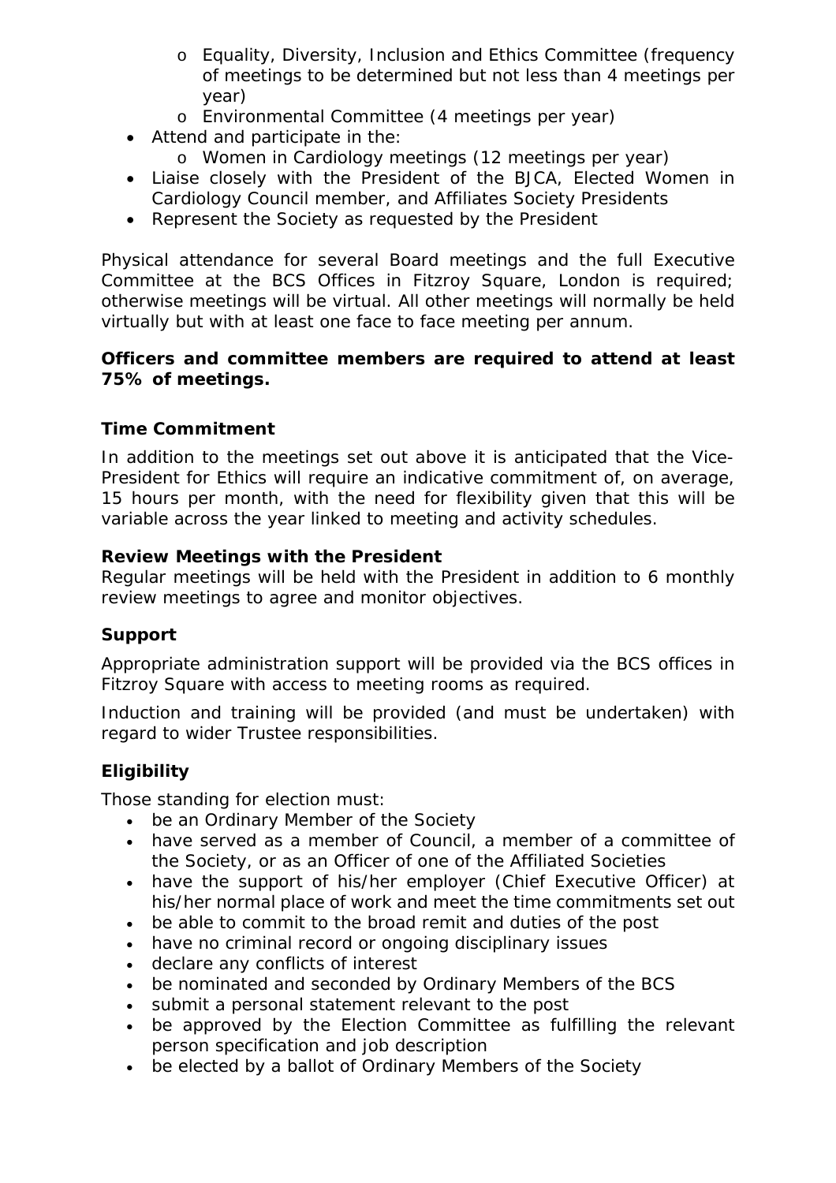- Equality, Diversity, Inclusion and Ethics Committee (frequency of meetings to be determined but not less than 4 meetings per year)
   - Environmental Committee (4 meetings per year)
- Attend and participate in the:
   - Women in Cardiology meetings (12 meetings per year)
- Liaise closely with the President of the BJCA, Elected Women in Cardiology Council member, and Affiliates Society Presidents
- Represent the Society as requested by the President

Physical attendance for several Board meetings and the full Executive Committee at the BCS Offices in Fitzroy Square, London is required; otherwise meetings will be virtual. All other meetings will normally be held virtually but with at least one face to face meeting per annum.

**Officers and committee members are required to attend at least 75% of meetings.**

### Time Commitment

In addition to the meetings set out above it is anticipated that the Vice-President for Ethics will require an indicative commitment of, on average, 15 hours per month, with the need for flexibility given that this will be variable across the year linked to meeting and activity schedules.

### Review Meetings with the President

Regular meetings will be held with the President in addition to 6 monthly review meetings to agree and monitor objectives.

### Support

Appropriate administration support will be provided via the BCS offices in Fitzroy Square with access to meeting rooms as required.

Induction and training will be provided (and must be undertaken) with regard to wider Trustee responsibilities.

### Eligibility

Those standing for election must:

- be an Ordinary Member of the Society
- have served as a member of Council, a member of a committee of the Society, or as an Officer of one of the Affiliated Societies
- have the support of his/her employer (Chief Executive Officer) at his/her normal place of work and meet the time commitments set out
- be able to commit to the broad remit and duties of the post
- have no criminal record or ongoing disciplinary issues
- declare any conflicts of interest
- be nominated and seconded by Ordinary Members of the BCS
- submit a personal statement relevant to the post
- be approved by the Election Committee as fulfilling the relevant person specification and job description
- be elected by a ballot of Ordinary Members of the Society